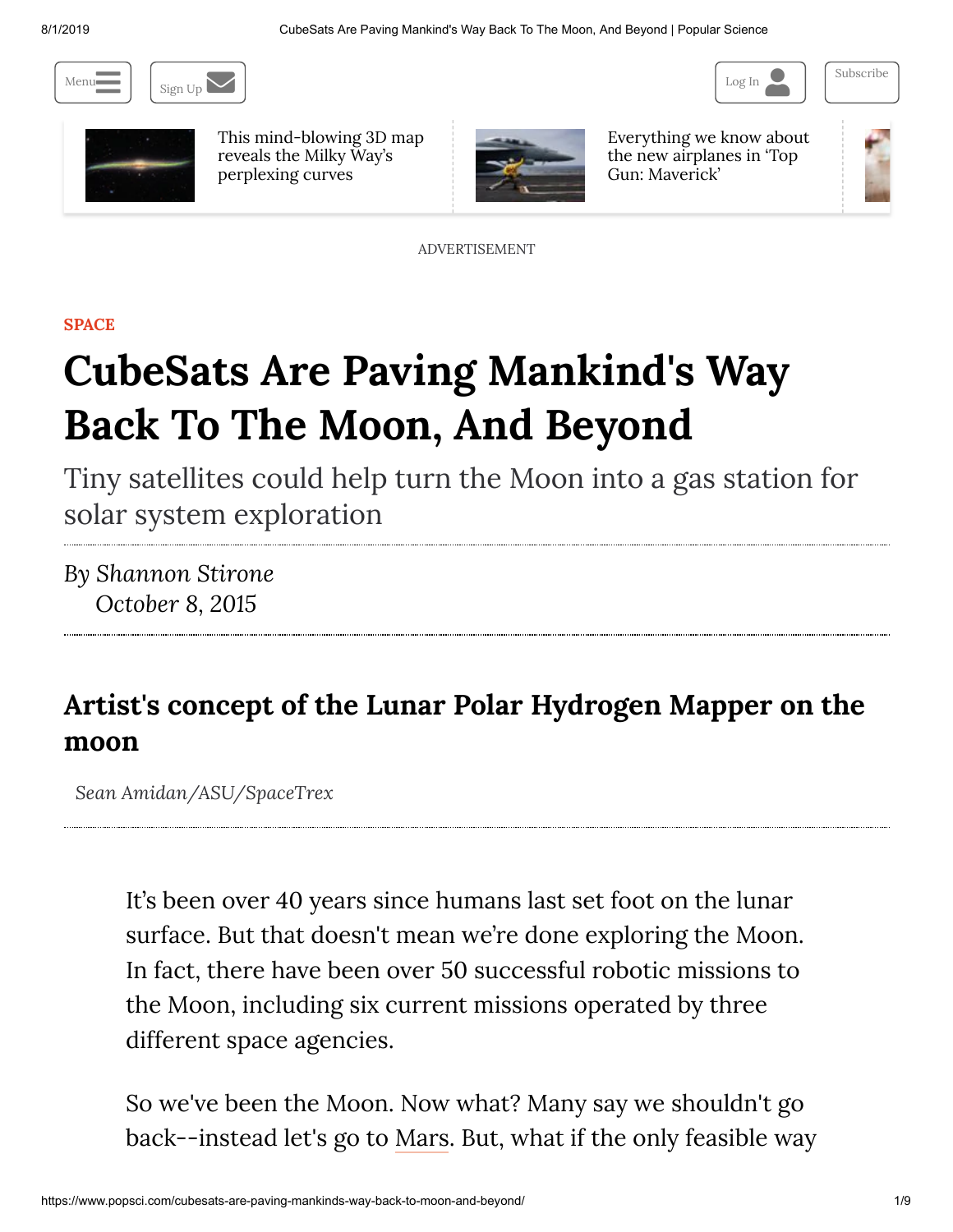SPACE

# CubeSats Are Paving Mankind's Way Back To The Moon, And Beyond

Tiny satellites could help turn the Moon into a gas station for solar system exploration

*By Shannon Stirone*
*October 8, 2015*

## Artist's concept of the Lunar Polar Hydrogen Mapper on the moon

*Sean Amidan/ASU/SpaceTrex*

It's been over 40 years since humans last set foot on the lunar surface. But that doesn't mean we're done exploring the Moon. In fact, there have been over 50 successful robotic missions to the Moon, including six current missions operated by three different space agencies.

So we've been the Moon. Now what? Many say we shouldn't go back--instead let's go to Mars. But, what if the only feasible way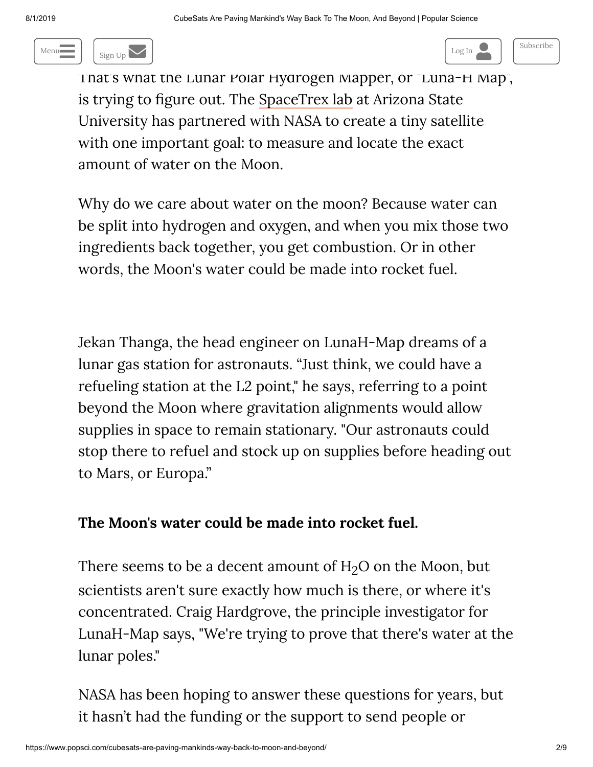That's what the Lunar Polar Hydrogen Mapper, or "Luna-H Map", is trying to figure out. The SpaceTrex lab at Arizona State University has partnered with NASA to create a tiny satellite with one important goal: to measure and locate the exact amount of water on the Moon.

Why do we care about water on the moon? Because water can be split into hydrogen and oxygen, and when you mix those two ingredients back together, you get combustion. Or in other words, the Moon's water could be made into rocket fuel.

Jekan Thanga, the head engineer on LunaH-Map dreams of a lunar gas station for astronauts. "Just think, we could have a refueling station at the L2 point," he says, referring to a point beyond the Moon where gravitation alignments would allow supplies in space to remain stationary. "Our astronauts could stop there to refuel and stock up on supplies before heading out to Mars, or Europa."

**The Moon's water could be made into rocket fuel.**

There seems to be a decent amount of $H_2O$ on the Moon, but scientists aren't sure exactly how much is there, or where it's concentrated. Craig Hardgrove, the principle investigator for LunaH-Map says, "We're trying to prove that there's water at the lunar poles."

NASA has been hoping to answer these questions for years, but it hasn't had the funding or the support to send people or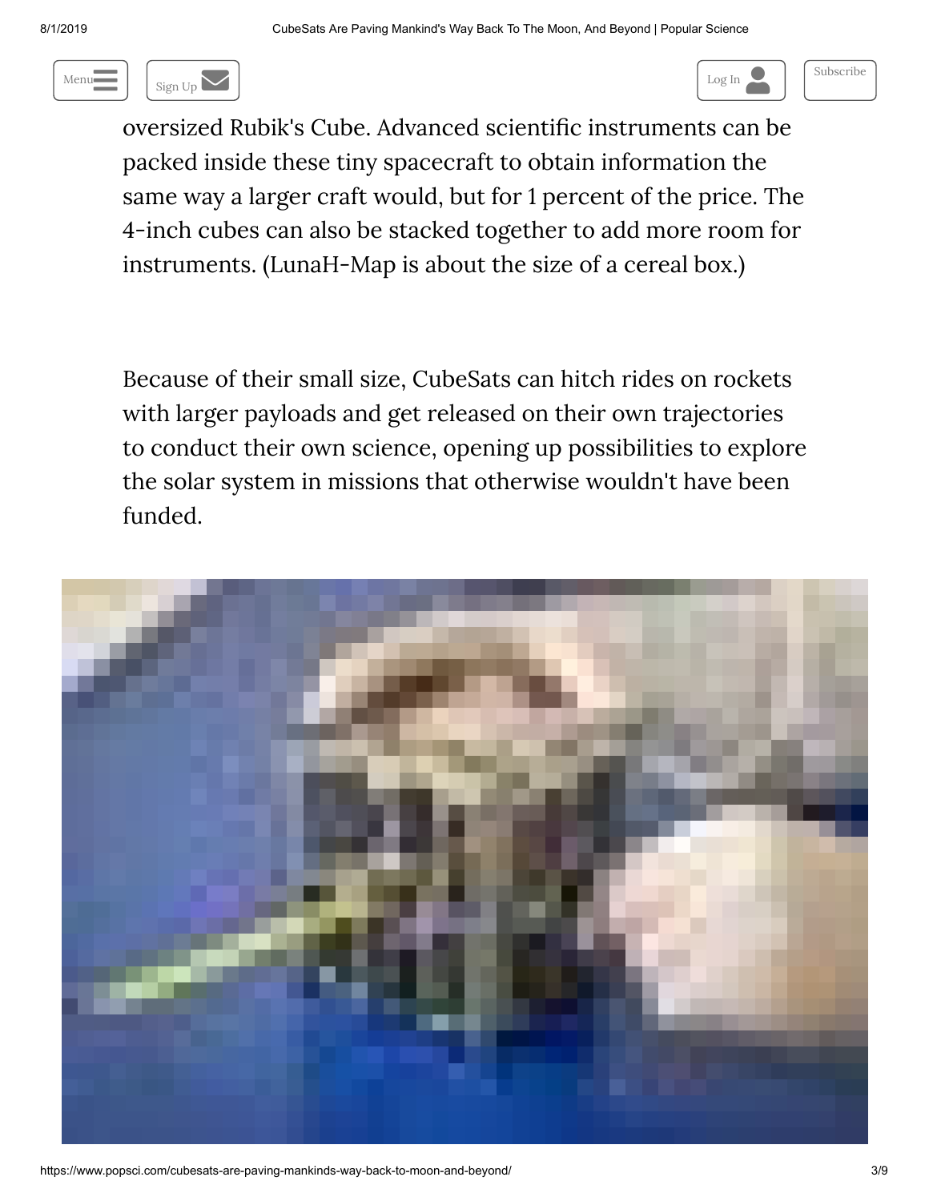oversized Rubik's Cube. Advanced scientific instruments can be packed inside these tiny spacecraft to obtain information the same way a larger craft would, but for 1 percent of the price. The 4-inch cubes can also be stacked together to add more room for instruments. (LunaH-Map is about the size of a cereal box.)

Because of their small size, CubeSats can hitch rides on rockets with larger payloads and get released on their own trajectories to conduct their own science, opening up possibilities to explore the solar system in missions that otherwise wouldn't have been funded.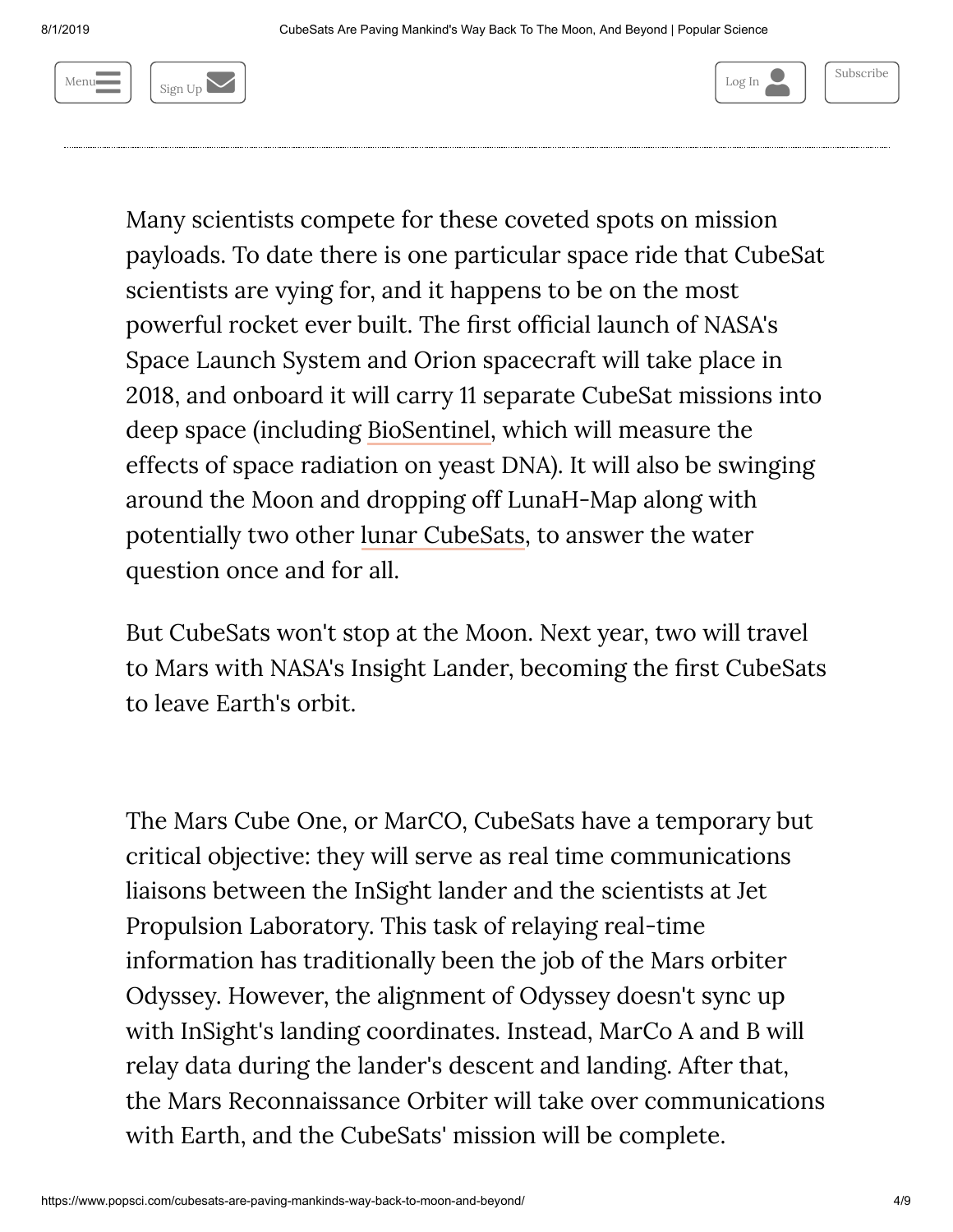Many scientists compete for these coveted spots on mission payloads. To date there is one particular space ride that CubeSat scientists are vying for, and it happens to be on the most powerful rocket ever built. The first official launch of NASA's Space Launch System and Orion spacecraft will take place in 2018, and onboard it will carry 11 separate CubeSat missions into deep space (including BioSentinel, which will measure the effects of space radiation on yeast DNA). It will also be swinging around the Moon and dropping off LunaH-Map along with potentially two other lunar CubeSats, to answer the water question once and for all.

But CubeSats won't stop at the Moon. Next year, two will travel to Mars with NASA's Insight Lander, becoming the first CubeSats to leave Earth's orbit.

The Mars Cube One, or MarCO, CubeSats have a temporary but critical objective: they will serve as real time communications liaisons between the InSight lander and the scientists at Jet Propulsion Laboratory. This task of relaying real-time information has traditionally been the job of the Mars orbiter Odyssey. However, the alignment of Odyssey doesn't sync up with InSight's landing coordinates. Instead, MarCo A and B will relay data during the lander's descent and landing. After that, the Mars Reconnaissance Orbiter will take over communications with Earth, and the CubeSats' mission will be complete.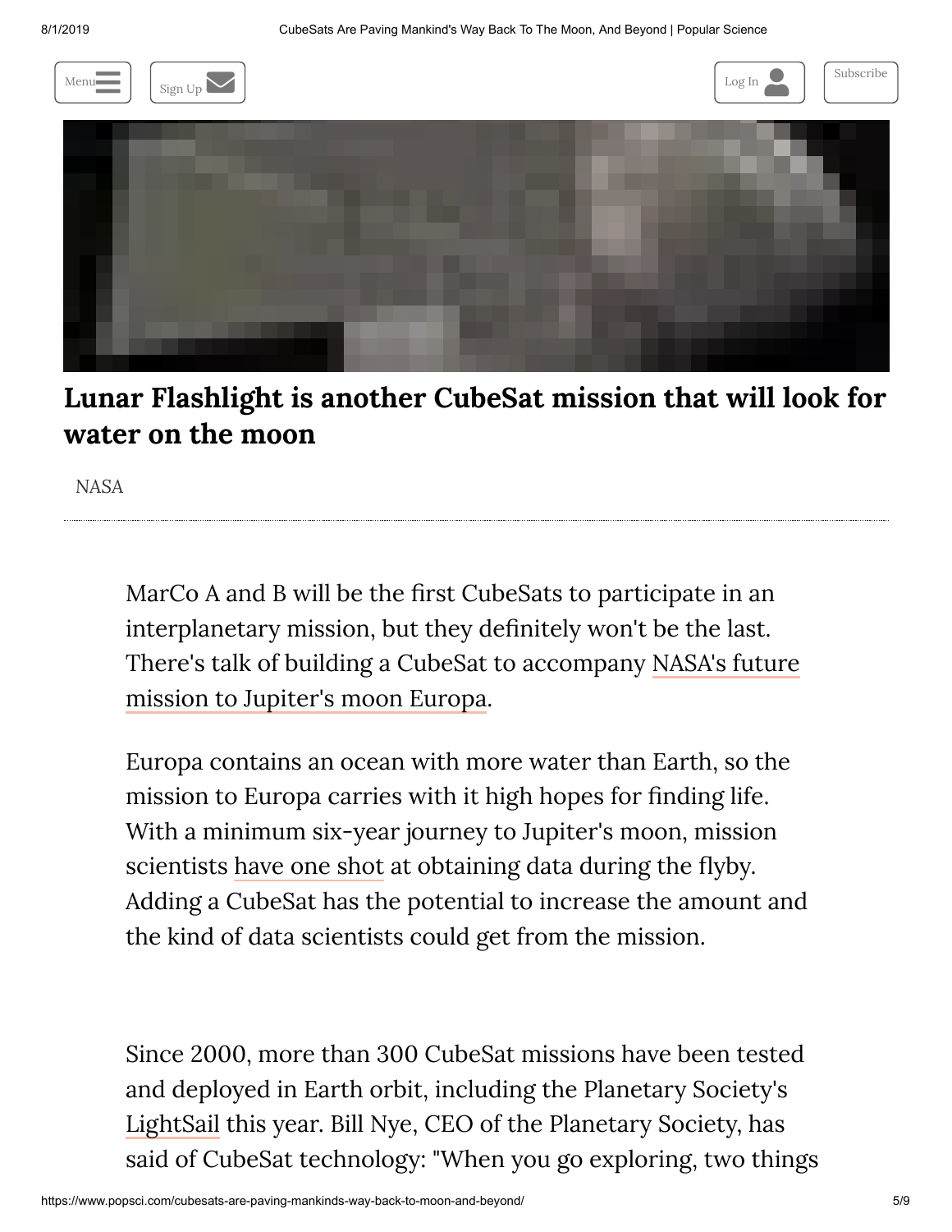**Lunar Flashlight is another CubeSat mission that will look for water on the moon**

NASA

MarCo A and B will be the first CubeSats to participate in an interplanetary mission, but they definitely won't be the last. There's talk of building a CubeSat to accompany NASA's future mission to Jupiter's moon Europa.

Europa contains an ocean with more water than Earth, so the mission to Europa carries with it high hopes for finding life. With a minimum six-year journey to Jupiter's moon, mission scientists have one shot at obtaining data during the flyby. Adding a CubeSat has the potential to increase the amount and the kind of data scientists could get from the mission.

Since 2000, more than 300 CubeSat missions have been tested and deployed in Earth orbit, including the Planetary Society's LightSail this year. Bill Nye, CEO of the Planetary Society, has said of CubeSat technology: "When you go exploring, two things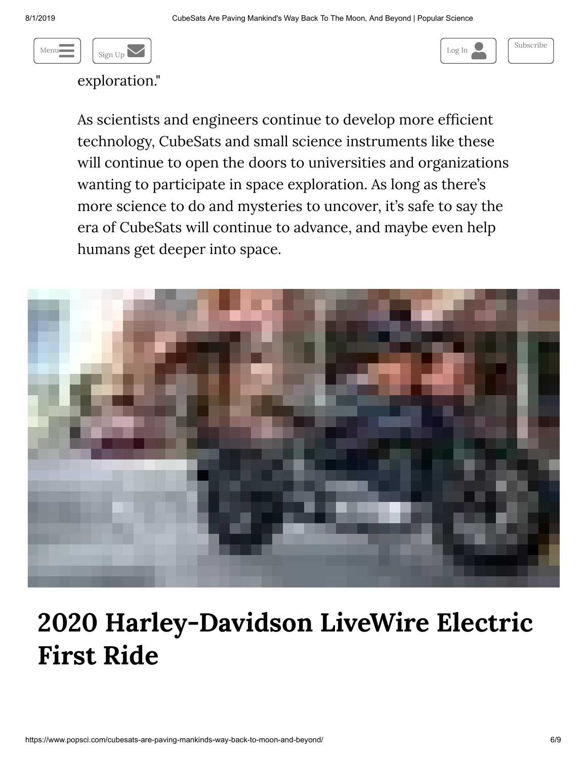exploration."

As scientists and engineers continue to develop more efficient technology, CubeSats and small science instruments like these will continue to open the doors to universities and organizations wanting to participate in space exploration. As long as there's more science to do and mysteries to uncover, it's safe to say the era of CubeSats will continue to advance, and maybe even help humans get deeper into space.

# 2020 Harley-Davidson LiveWire Electric First Ride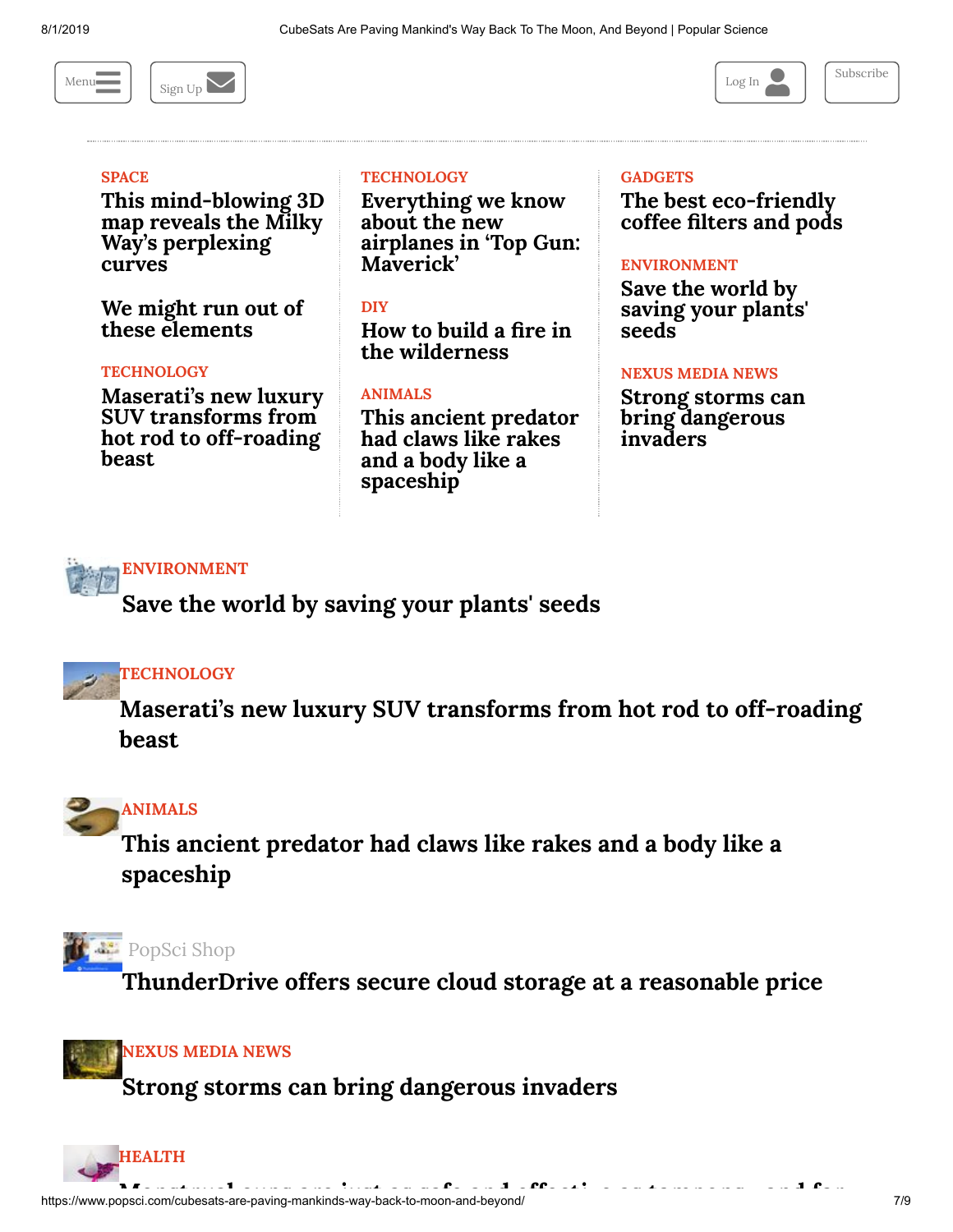Menu Sign Up Log In Subscribe

SPACE

**This mind-blowing 3D map reveals the Milky Way's perplexing curves**

**We might run out of these elements**

TECHNOLOGY

**Maserati's new luxury SUV transforms from hot rod to off-roading beast**

TECHNOLOGY

**Everything we know about the new airplanes in 'Top Gun: Maverick'**

DIY

**How to build a fire in the wilderness**

ANIMALS

**This ancient predator had claws like rakes and a body like a spaceship**

GADGETS

**The best eco-friendly coffee filters and pods**

ENVIRONMENT

**Save the world by saving your plants' seeds**

NEXUS MEDIA NEWS

**Strong storms can bring dangerous invaders**

ENVIRONMENT

**Save the world by saving your plants' seeds**

TECHNOLOGY

**Maserati's new luxury SUV transforms from hot rod to off-roading beast**

ANIMALS

**This ancient predator had claws like rakes and a body like a spaceship**

PopSci Shop

**ThunderDrive offers secure cloud storage at a reasonable price**

NEXUS MEDIA NEWS

**Strong storms can bring dangerous invaders**

HEALTH

**Menstrual cups are just as safe and effective as tampons—and far**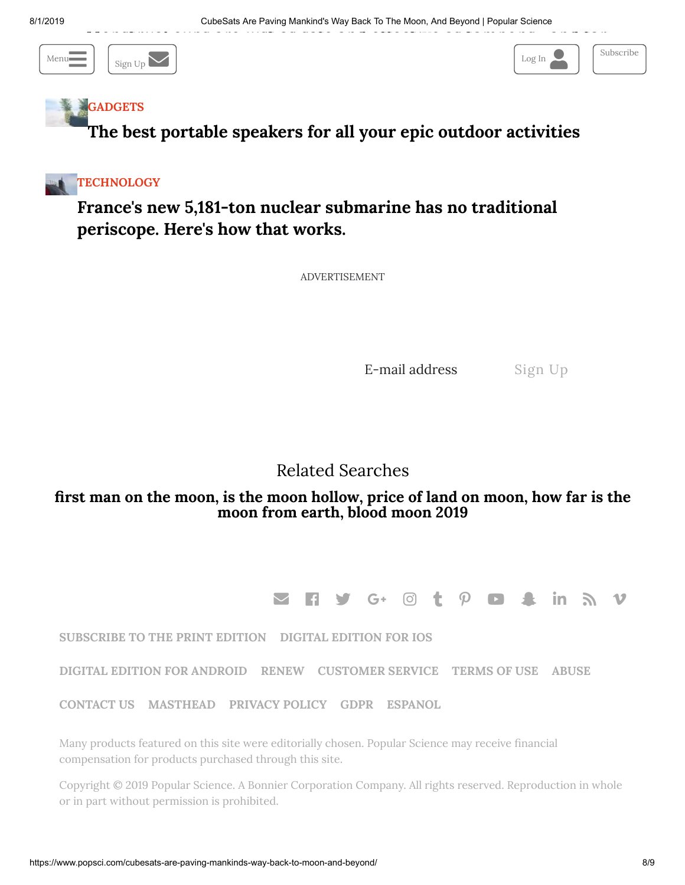Menu Sign Up Log In Subscribe

GADGETS

## The best portable speakers for all your epic outdoor activities

TECHNOLOGY

## France's new 5,181-ton nuclear submarine has no traditional periscope. Here's how that works.

ADVERTISEMENT

E-mail address Sign Up

Related Searches

**first man on the moon, is the moon hollow, price of land on moon, how far is the moon from earth, blood moon 2019**

SUBSCRIBE TO THE PRINT EDITION DIGITAL EDITION FOR IOS

DIGITAL EDITION FOR ANDROID RENEW CUSTOMER SERVICE TERMS OF USE ABUSE

CONTACT US MASTHEAD PRIVACY POLICY GDPR ESPANOL

Many products featured on this site were editorially chosen. Popular Science may receive financial compensation for products purchased through this site.

Copyright © 2019 Popular Science. A Bonnier Corporation Company. All rights reserved. Reproduction in whole or in part without permission is prohibited.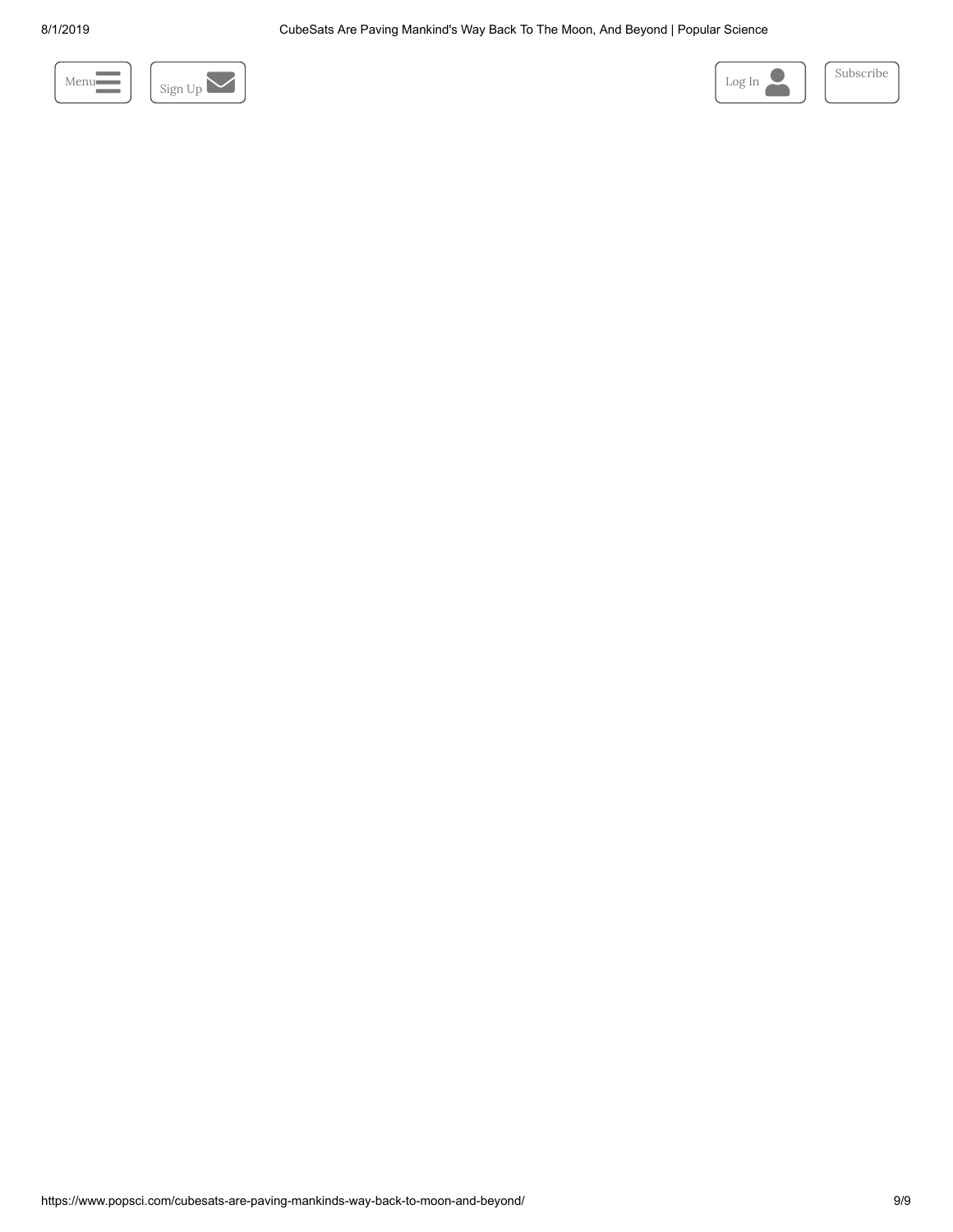Menu

Sign Up

Log In

Subscribe